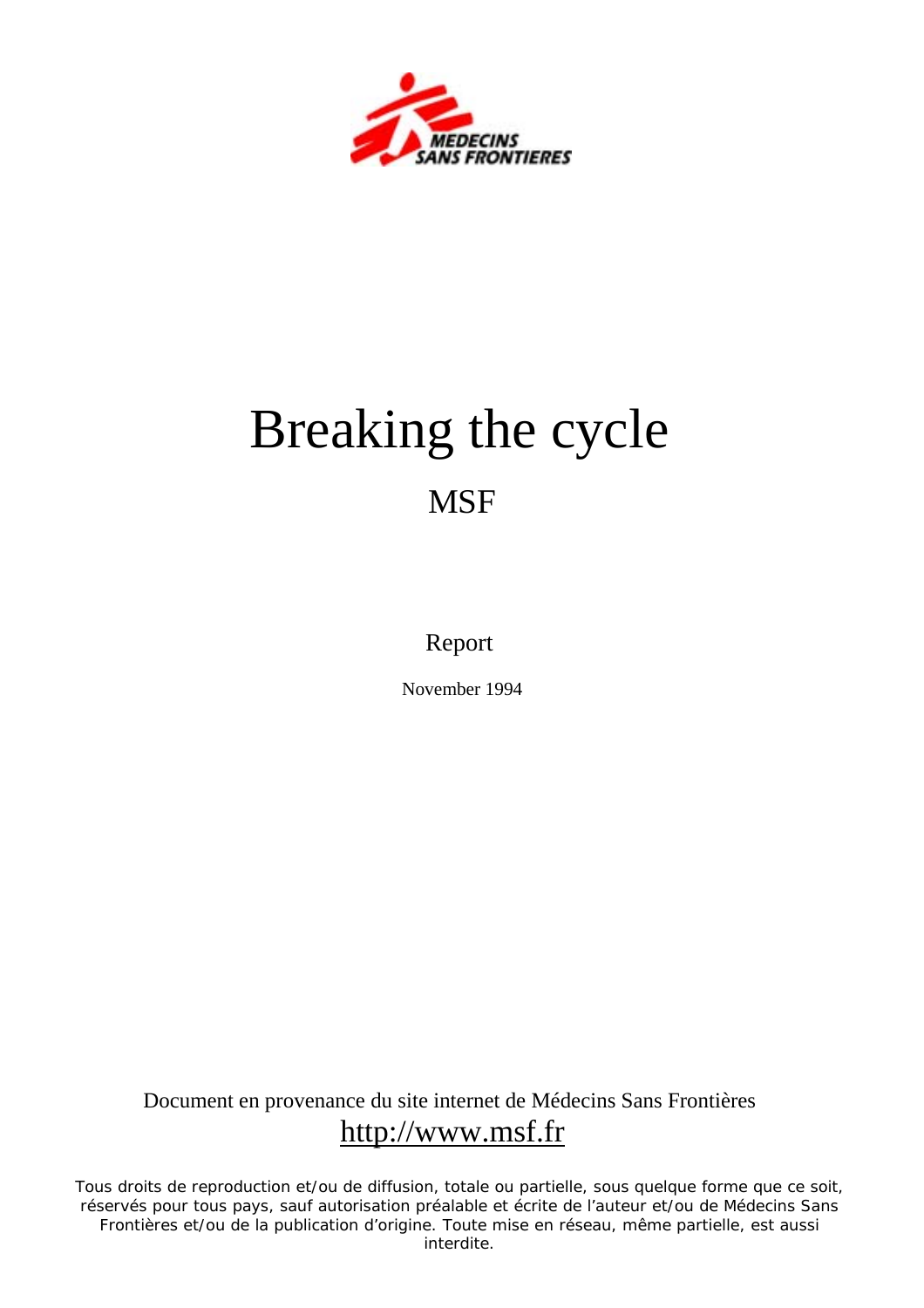# Breaking the cycle

## MSF

Report

November 1994

Document en provenance du site internet de Médecins Sans Frontières
http://www.msf.fr

Tous droits de reproduction et/ou de diffusion, totale ou partielle, sous quelque forme que ce soit, réservés pour tous pays, sauf autorisation préalable et écrite de l'auteur et/ou de Médecins Sans Frontières et/ou de la publication d'origine. Toute mise en réseau, même partielle, est aussi interdite.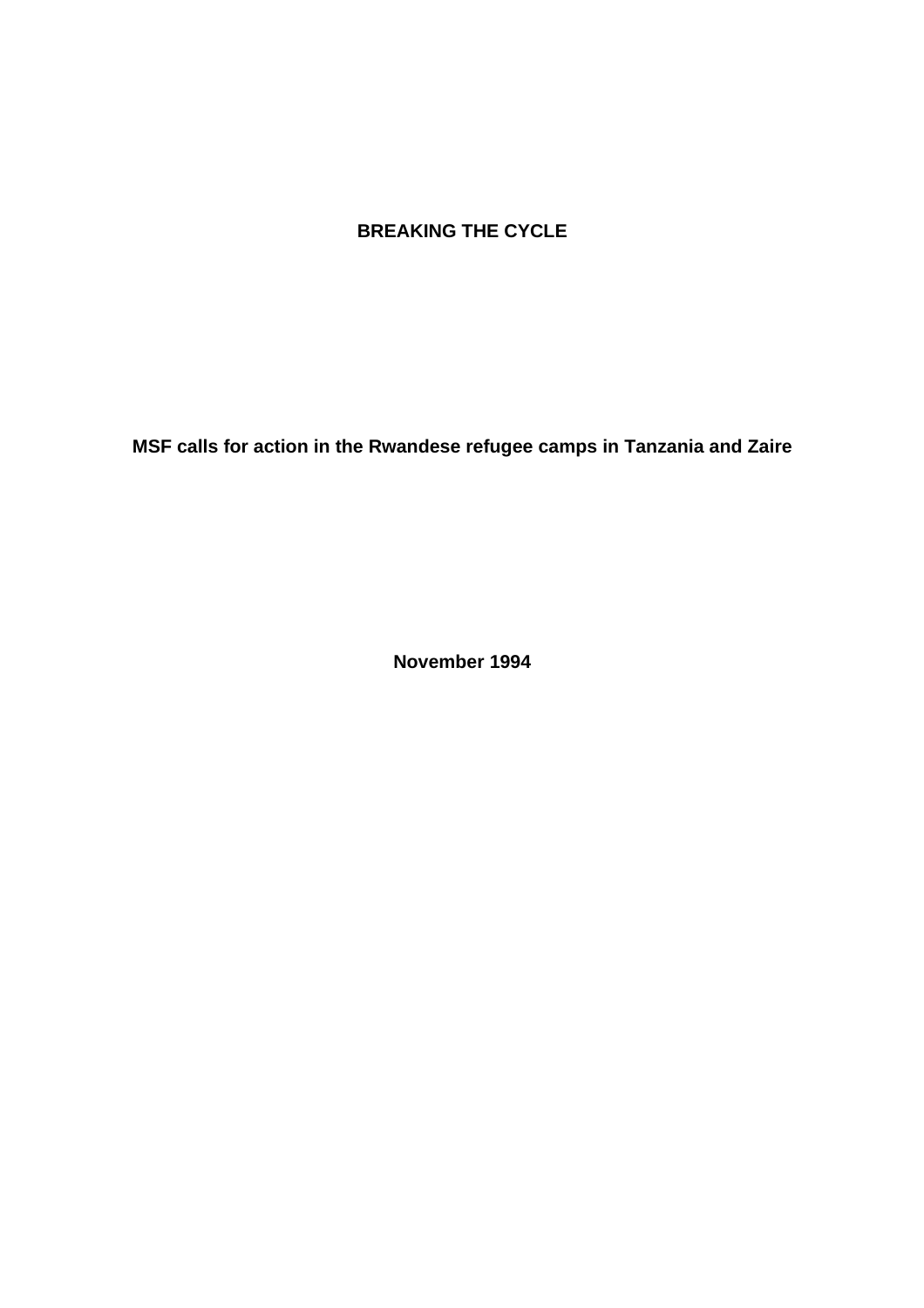# BREAKING THE CYCLE

**MSF calls for action in the Rwandese refugee camps in Tanzania and Zaire**

**November 1994**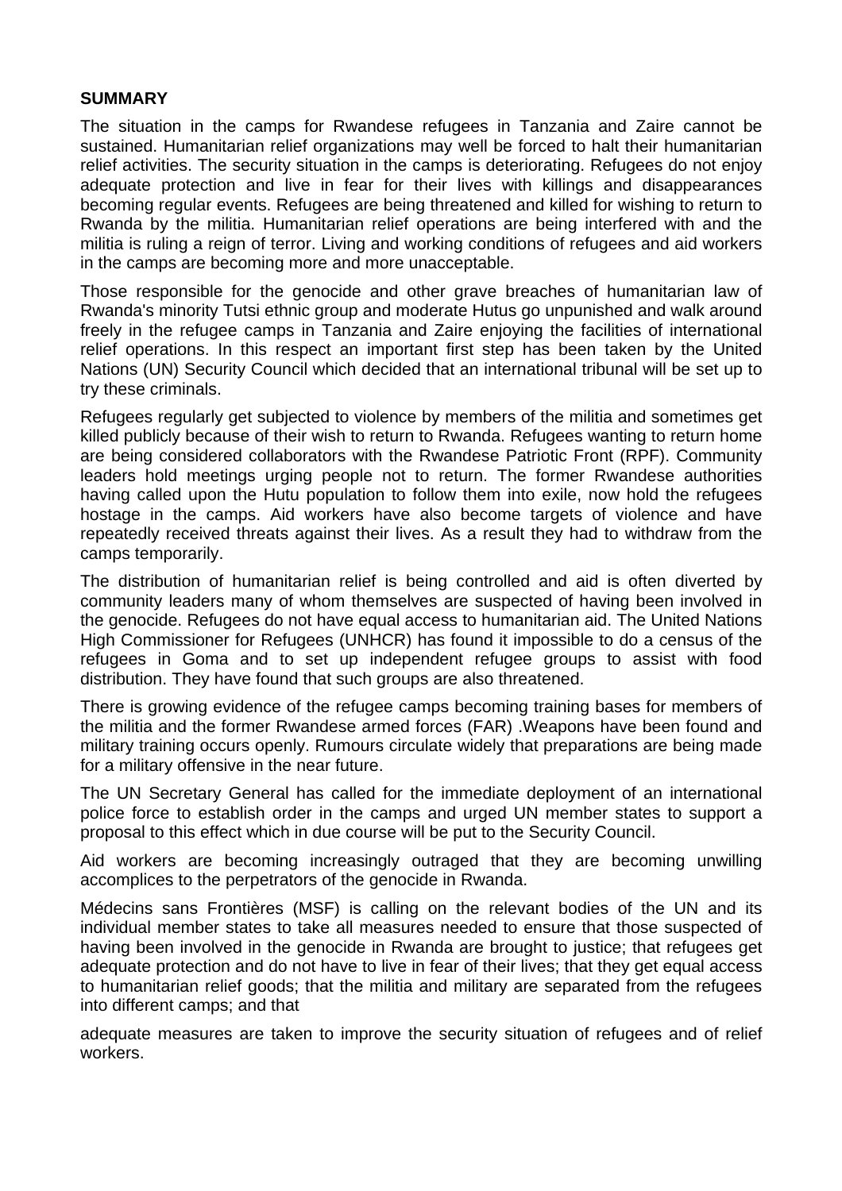**SUMMARY**

The situation in the camps for Rwandese refugees in Tanzania and Zaire cannot be sustained. Humanitarian relief organizations may well be forced to halt their humanitarian relief activities. The security situation in the camps is deteriorating. Refugees do not enjoy adequate protection and live in fear for their lives with killings and disappearances becoming regular events. Refugees are being threatened and killed for wishing to return to Rwanda by the militia. Humanitarian relief operations are being interfered with and the militia is ruling a reign of terror. Living and working conditions of refugees and aid workers in the camps are becoming more and more unacceptable.

Those responsible for the genocide and other grave breaches of humanitarian law of Rwanda's minority Tutsi ethnic group and moderate Hutus go unpunished and walk around freely in the refugee camps in Tanzania and Zaire enjoying the facilities of international relief operations. In this respect an important first step has been taken by the United Nations (UN) Security Council which decided that an international tribunal will be set up to try these criminals.

Refugees regularly get subjected to violence by members of the militia and sometimes get killed publicly because of their wish to return to Rwanda. Refugees wanting to return home are being considered collaborators with the Rwandese Patriotic Front (RPF). Community leaders hold meetings urging people not to return. The former Rwandese authorities having called upon the Hutu population to follow them into exile, now hold the refugees hostage in the camps. Aid workers have also become targets of violence and have repeatedly received threats against their lives. As a result they had to withdraw from the camps temporarily.

The distribution of humanitarian relief is being controlled and aid is often diverted by community leaders many of whom themselves are suspected of having been involved in the genocide. Refugees do not have equal access to humanitarian aid. The United Nations High Commissioner for Refugees (UNHCR) has found it impossible to do a census of the refugees in Goma and to set up independent refugee groups to assist with food distribution. They have found that such groups are also threatened.

There is growing evidence of the refugee camps becoming training bases for members of the militia and the former Rwandese armed forces (FAR) .Weapons have been found and military training occurs openly. Rumours circulate widely that preparations are being made for a military offensive in the near future.

The UN Secretary General has called for the immediate deployment of an international police force to establish order in the camps and urged UN member states to support a proposal to this effect which in due course will be put to the Security Council.

Aid workers are becoming increasingly outraged that they are becoming unwilling accomplices to the perpetrators of the genocide in Rwanda.

Médecins sans Frontières (MSF) is calling on the relevant bodies of the UN and its individual member states to take all measures needed to ensure that those suspected of having been involved in the genocide in Rwanda are brought to justice; that refugees get adequate protection and do not have to live in fear of their lives; that they get equal access to humanitarian relief goods; that the militia and military are separated from the refugees into different camps; and that

adequate measures are taken to improve the security situation of refugees and of relief workers.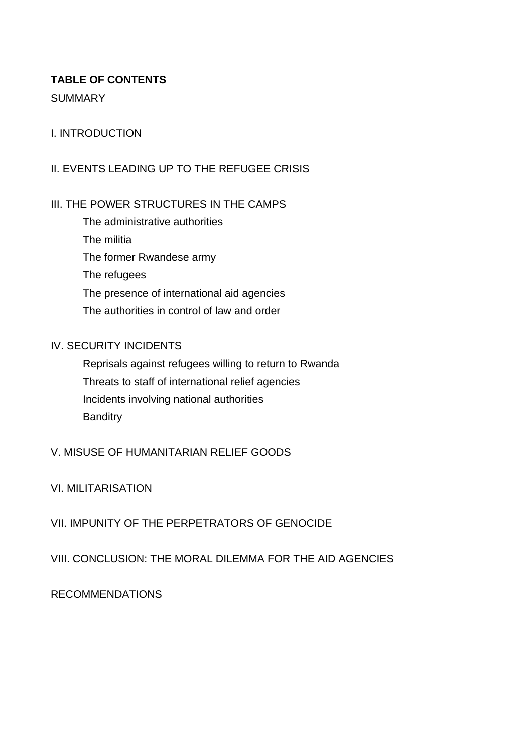**TABLE OF CONTENTS**

SUMMARY

I. INTRODUCTION

II. EVENTS LEADING UP TO THE REFUGEE CRISIS

III. THE POWER STRUCTURES IN THE CAMPS

- The administrative authorities
- The militia
- The former Rwandese army
- The refugees
- The presence of international aid agencies
- The authorities in control of law and order

IV. SECURITY INCIDENTS

- Reprisals against refugees willing to return to Rwanda
- Threats to staff of international relief agencies
- Incidents involving national authorities
- Banditry

V. MISUSE OF HUMANITARIAN RELIEF GOODS

VI. MILITARISATION

VII. IMPUNITY OF THE PERPETRATORS OF GENOCIDE

VIII. CONCLUSION: THE MORAL DILEMMA FOR THE AID AGENCIES

RECOMMENDATIONS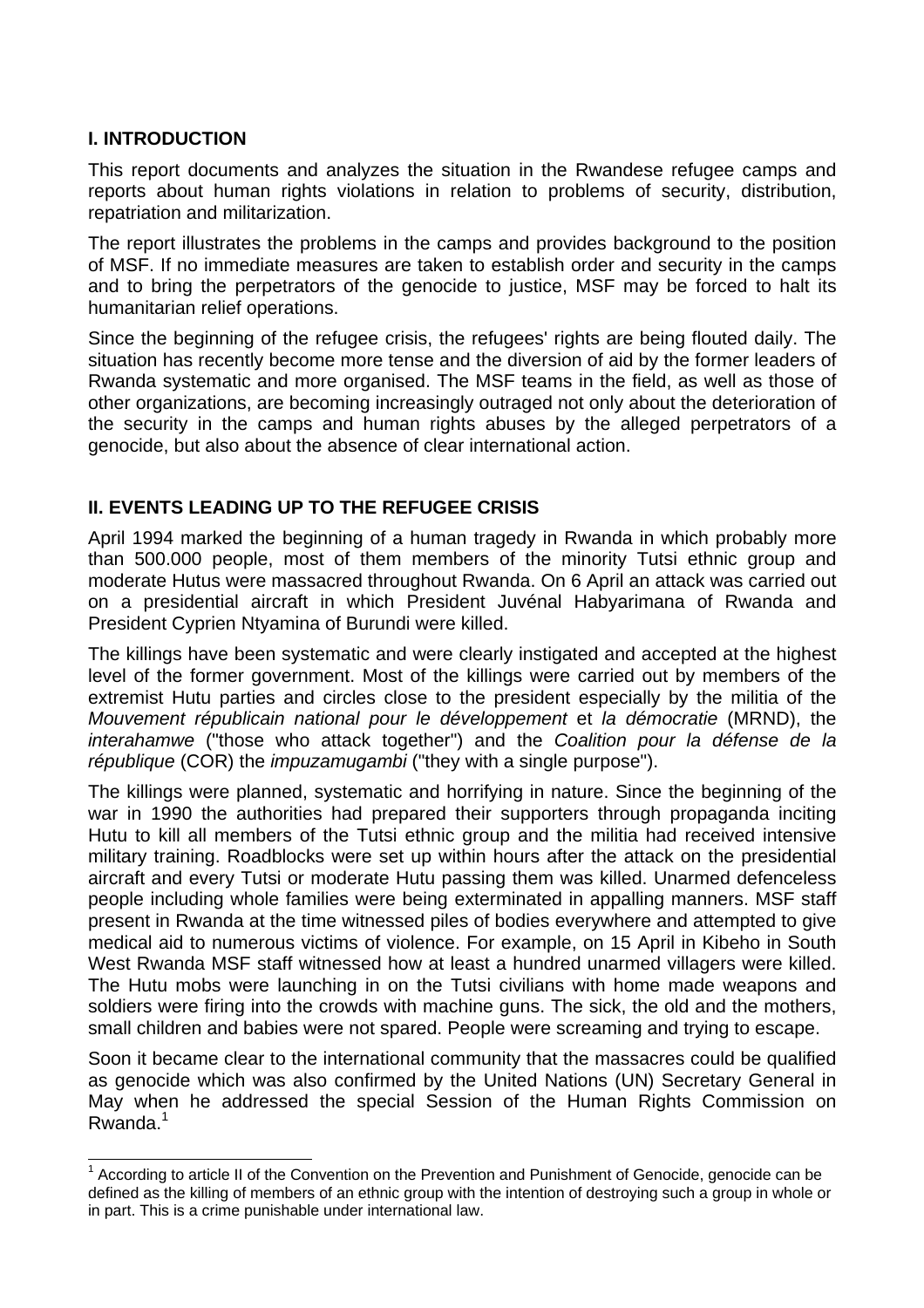## I. INTRODUCTION

This report documents and analyzes the situation in the Rwandese refugee camps and reports about human rights violations in relation to problems of security, distribution, repatriation and militarization.

The report illustrates the problems in the camps and provides background to the position of MSF. If no immediate measures are taken to establish order and security in the camps and to bring the perpetrators of the genocide to justice, MSF may be forced to halt its humanitarian relief operations.

Since the beginning of the refugee crisis, the refugees' rights are being flouted daily. The situation has recently become more tense and the diversion of aid by the former leaders of Rwanda systematic and more organised. The MSF teams in the field, as well as those of other organizations, are becoming increasingly outraged not only about the deterioration of the security in the camps and human rights abuses by the alleged perpetrators of a genocide, but also about the absence of clear international action.

## II. EVENTS LEADING UP TO THE REFUGEE CRISIS

April 1994 marked the beginning of a human tragedy in Rwanda in which probably more than 500.000 people, most of them members of the minority Tutsi ethnic group and moderate Hutus were massacred throughout Rwanda. On 6 April an attack was carried out on a presidential aircraft in which President Juvénal Habyarimana of Rwanda and President Cyprien Ntyamina of Burundi were killed.

The killings have been systematic and were clearly instigated and accepted at the highest level of the former government. Most of the killings were carried out by members of the extremist Hutu parties and circles close to the president especially by the militia of the *Mouvement républicain national pour le développement* et *la démocratie* (MRND), the *interahamwe* ("those who attack together") and the *Coalition pour la défense de la république* (COR) the *impuzamugambi* ("they with a single purpose").

The killings were planned, systematic and horrifying in nature. Since the beginning of the war in 1990 the authorities had prepared their supporters through propaganda inciting Hutu to kill all members of the Tutsi ethnic group and the militia had received intensive military training. Roadblocks were set up within hours after the attack on the presidential aircraft and every Tutsi or moderate Hutu passing them was killed. Unarmed defenceless people including whole families were being exterminated in appalling manners. MSF staff present in Rwanda at the time witnessed piles of bodies everywhere and attempted to give medical aid to numerous victims of violence. For example, on 15 April in Kibeho in South West Rwanda MSF staff witnessed how at least a hundred unarmed villagers were killed. The Hutu mobs were launching in on the Tutsi civilians with home made weapons and soldiers were firing into the crowds with machine guns. The sick, the old and the mothers, small children and babies were not spared. People were screaming and trying to escape.

Soon it became clear to the international community that the massacres could be qualified as genocide which was also confirmed by the United Nations (UN) Secretary General in May when he addressed the special Session of the Human Rights Commission on Rwanda.[1]

---

[1] According to article II of the Convention on the Prevention and Punishment of Genocide, genocide can be defined as the killing of members of an ethnic group with the intention of destroying such a group in whole or in part. This is a crime punishable under international law.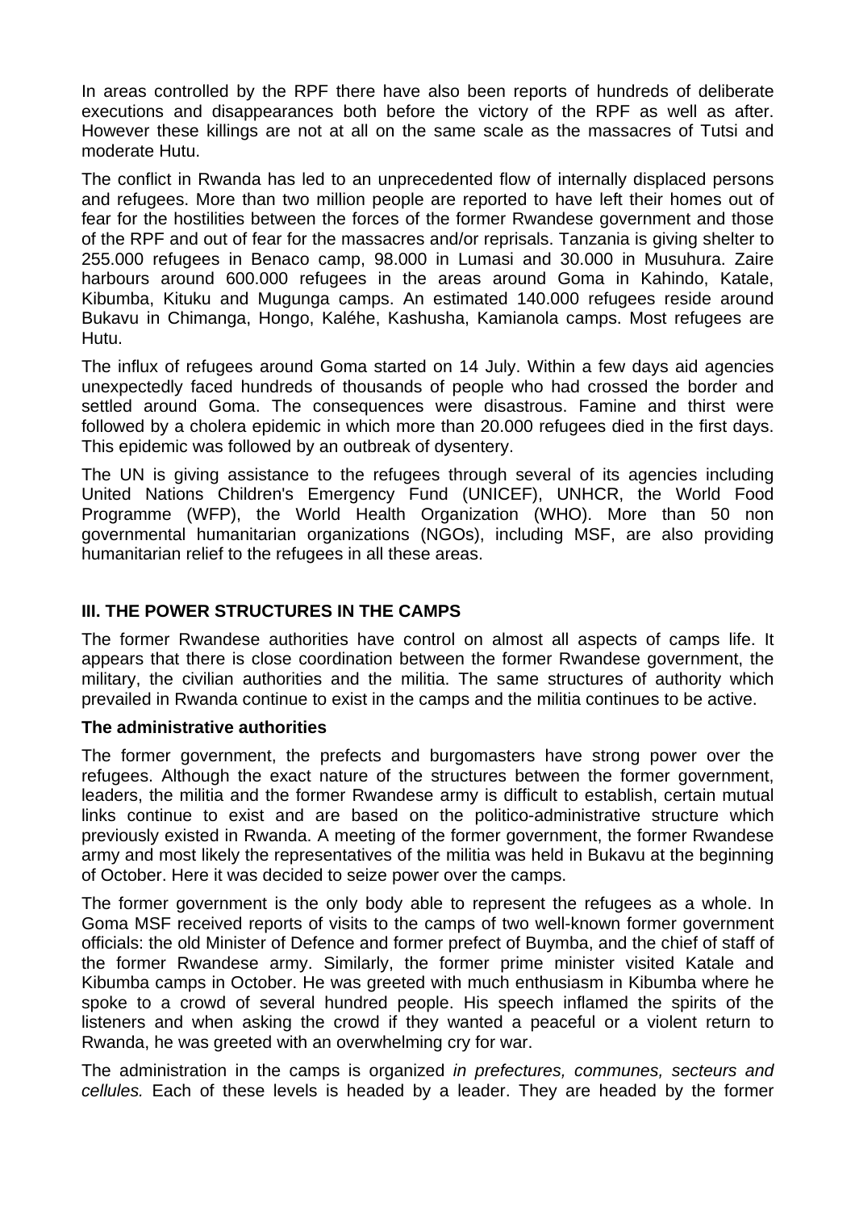In areas controlled by the RPF there have also been reports of hundreds of deliberate executions and disappearances both before the victory of the RPF as well as after. However these killings are not at all on the same scale as the massacres of Tutsi and moderate Hutu.

The conflict in Rwanda has led to an unprecedented flow of internally displaced persons and refugees. More than two million people are reported to have left their homes out of fear for the hostilities between the forces of the former Rwandese government and those of the RPF and out of fear for the massacres and/or reprisals. Tanzania is giving shelter to 255.000 refugees in Benaco camp, 98.000 in Lumasi and 30.000 in Musuhura. Zaire harbours around 600.000 refugees in the areas around Goma in Kahindo, Katale, Kibumba, Kituku and Mugunga camps. An estimated 140.000 refugees reside around Bukavu in Chimanga, Hongo, Kaléhe, Kashusha, Kamianola camps. Most refugees are Hutu.

The influx of refugees around Goma started on 14 July. Within a few days aid agencies unexpectedly faced hundreds of thousands of people who had crossed the border and settled around Goma. The consequences were disastrous. Famine and thirst were followed by a cholera epidemic in which more than 20.000 refugees died in the first days. This epidemic was followed by an outbreak of dysentery.

The UN is giving assistance to the refugees through several of its agencies including United Nations Children's Emergency Fund (UNICEF), UNHCR, the World Food Programme (WFP), the World Health Organization (WHO). More than 50 non governmental humanitarian organizations (NGOs), including MSF, are also providing humanitarian relief to the refugees in all these areas.

## III. THE POWER STRUCTURES IN THE CAMPS

The former Rwandese authorities have control on almost all aspects of camps life. It appears that there is close coordination between the former Rwandese government, the military, the civilian authorities and the militia. The same structures of authority which prevailed in Rwanda continue to exist in the camps and the militia continues to be active.

### The administrative authorities

The former government, the prefects and burgomasters have strong power over the refugees. Although the exact nature of the structures between the former government, leaders, the militia and the former Rwandese army is difficult to establish, certain mutual links continue to exist and are based on the politico-administrative structure which previously existed in Rwanda. A meeting of the former government, the former Rwandese army and most likely the representatives of the militia was held in Bukavu at the beginning of October. Here it was decided to seize power over the camps.

The former government is the only body able to represent the refugees as a whole. In Goma MSF received reports of visits to the camps of two well-known former government officials: the old Minister of Defence and former prefect of Buymba, and the chief of staff of the former Rwandese army. Similarly, the former prime minister visited Katale and Kibumba camps in October. He was greeted with much enthusiasm in Kibumba where he spoke to a crowd of several hundred people. His speech inflamed the spirits of the listeners and when asking the crowd if they wanted a peaceful or a violent return to Rwanda, he was greeted with an overwhelming cry for war.

The administration in the camps is organized *in prefectures, communes, secteurs and cellules.* Each of these levels is headed by a leader. They are headed by the former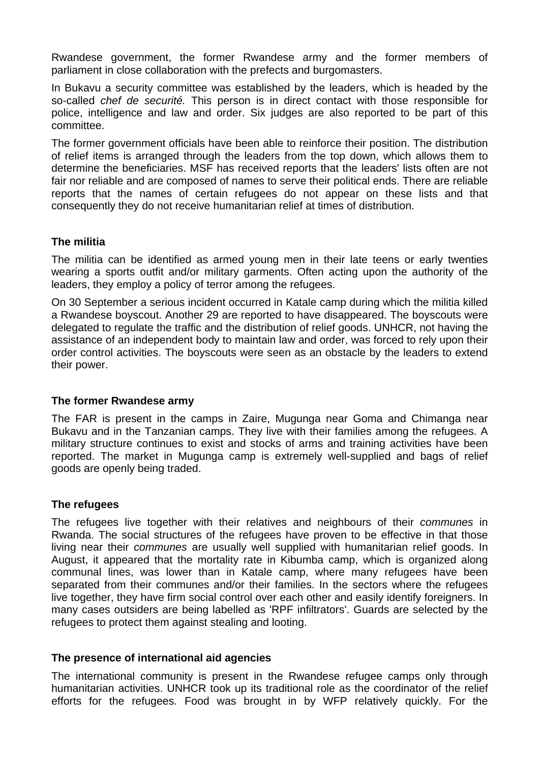Rwandese government, the former Rwandese army and the former members of parliament in close collaboration with the prefects and burgomasters.

In Bukavu a security committee was established by the leaders, which is headed by the so-called *chef de securité.* This person is in direct contact with those responsible for police, intelligence and law and order. Six judges are also reported to be part of this committee.

The former government officials have been able to reinforce their position. The distribution of relief items is arranged through the leaders from the top down, which allows them to determine the beneficiaries. MSF has received reports that the leaders' lists often are not fair nor reliable and are composed of names to serve their political ends. There are reliable reports that the names of certain refugees do not appear on these lists and that consequently they do not receive humanitarian relief at times of distribution.

**The militia**

The militia can be identified as armed young men in their late teens or early twenties wearing a sports outfit and/or military garments. Often acting upon the authority of the leaders, they employ a policy of terror among the refugees.

On 30 September a serious incident occurred in Katale camp during which the militia killed a Rwandese boyscout. Another 29 are reported to have disappeared. The boyscouts were delegated to regulate the traffic and the distribution of relief goods. UNHCR, not having the assistance of an independent body to maintain law and order, was forced to rely upon their order control activities. The boyscouts were seen as an obstacle by the leaders to extend their power.

**The former Rwandese army**

The FAR is present in the camps in Zaire, Mugunga near Goma and Chimanga near Bukavu and in the Tanzanian camps. They live with their families among the refugees. A military structure continues to exist and stocks of arms and training activities have been reported. The market in Mugunga camp is extremely well-supplied and bags of relief goods are openly being traded.

**The refugees**

The refugees live together with their relatives and neighbours of their *communes* in Rwanda. The social structures of the refugees have proven to be effective in that those living near their *communes* are usually well supplied with humanitarian relief goods. In August, it appeared that the mortality rate in Kibumba camp, which is organized along communal lines, was lower than in Katale camp, where many refugees have been separated from their communes and/or their families. In the sectors where the refugees live together, they have firm social control over each other and easily identify foreigners. In many cases outsiders are being labelled as 'RPF infiltrators'. Guards are selected by the refugees to protect them against stealing and looting.

**The presence of international aid agencies**

The international community is present in the Rwandese refugee camps only through humanitarian activities. UNHCR took up its traditional role as the coordinator of the relief efforts for the refugees. Food was brought in by WFP relatively quickly. For the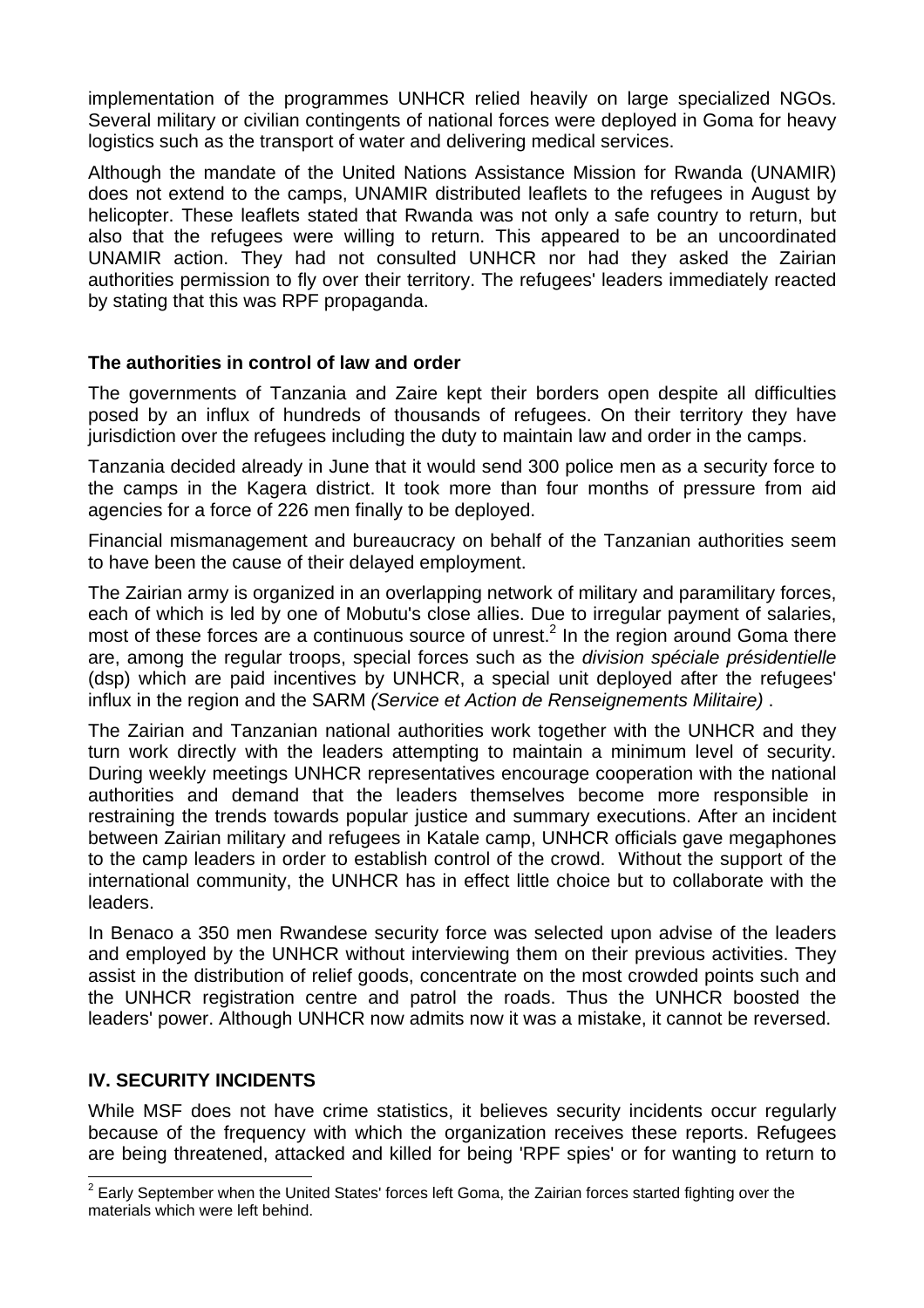implementation of the programmes UNHCR relied heavily on large specialized NGOs. Several military or civilian contingents of national forces were deployed in Goma for heavy logistics such as the transport of water and delivering medical services.

Although the mandate of the United Nations Assistance Mission for Rwanda (UNAMIR) does not extend to the camps, UNAMIR distributed leaflets to the refugees in August by helicopter. These leaflets stated that Rwanda was not only a safe country to return, but also that the refugees were willing to return. This appeared to be an uncoordinated UNAMIR action. They had not consulted UNHCR nor had they asked the Zairian authorities permission to fly over their territory. The refugees' leaders immediately reacted by stating that this was RPF propaganda.

### The authorities in control of law and order

The governments of Tanzania and Zaire kept their borders open despite all difficulties posed by an influx of hundreds of thousands of refugees. On their territory they have jurisdiction over the refugees including the duty to maintain law and order in the camps.

Tanzania decided already in June that it would send 300 police men as a security force to the camps in the Kagera district. It took more than four months of pressure from aid agencies for a force of 226 men finally to be deployed.

Financial mismanagement and bureaucracy on behalf of the Tanzanian authorities seem to have been the cause of their delayed employment.

The Zairian army is organized in an overlapping network of military and paramilitary forces, each of which is led by one of Mobutu's close allies. Due to irregular payment of salaries, most of these forces are a continuous source of unrest.[2] In the region around Goma there are, among the regular troops, special forces such as the *division spéciale présidentielle* (dsp) which are paid incentives by UNHCR, a special unit deployed after the refugees' influx in the region and the SARM *(Service et Action de Renseignements Militaire)* .

The Zairian and Tanzanian national authorities work together with the UNHCR and they turn work directly with the leaders attempting to maintain a minimum level of security. During weekly meetings UNHCR representatives encourage cooperation with the national authorities and demand that the leaders themselves become more responsible in restraining the trends towards popular justice and summary executions. After an incident between Zairian military and refugees in Katale camp, UNHCR officials gave megaphones to the camp leaders in order to establish control of the crowd. Without the support of the international community, the UNHCR has in effect little choice but to collaborate with the leaders.

In Benaco a 350 men Rwandese security force was selected upon advise of the leaders and employed by the UNHCR without interviewing them on their previous activities. They assist in the distribution of relief goods, concentrate on the most crowded points such and the UNHCR registration centre and patrol the roads. Thus the UNHCR boosted the leaders' power. Although UNHCR now admits now it was a mistake, it cannot be reversed.

## IV. SECURITY INCIDENTS

While MSF does not have crime statistics, it believes security incidents occur regularly because of the frequency with which the organization receives these reports. Refugees are being threatened, attacked and killed for being 'RPF spies' or for wanting to return to

[2] Early September when the United States' forces left Goma, the Zairian forces started fighting over the materials which were left behind.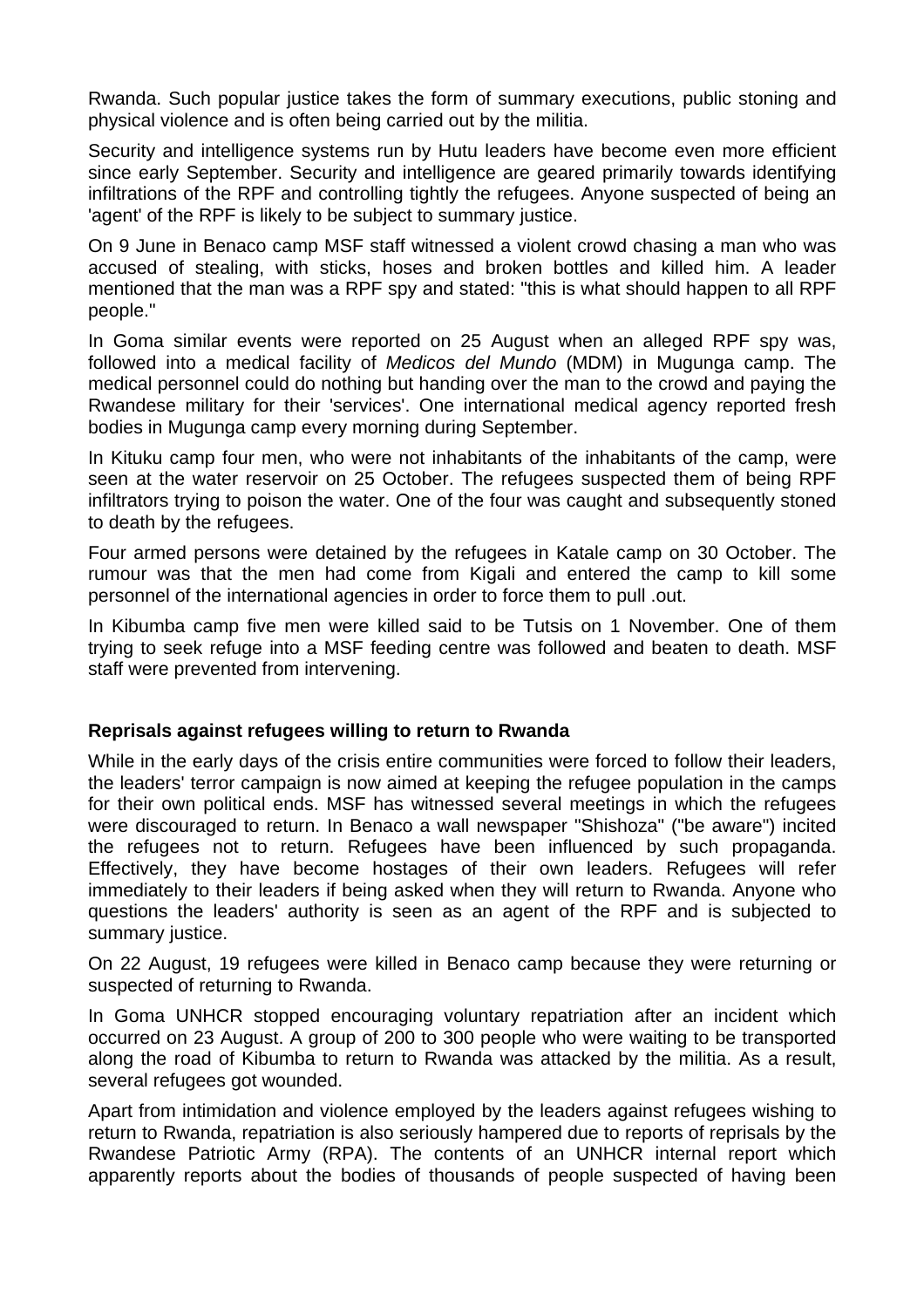Rwanda. Such popular justice takes the form of summary executions, public stoning and physical violence and is often being carried out by the militia.

Security and intelligence systems run by Hutu leaders have become even more efficient since early September. Security and intelligence are geared primarily towards identifying infiltrations of the RPF and controlling tightly the refugees. Anyone suspected of being an 'agent' of the RPF is likely to be subject to summary justice.

On 9 June in Benaco camp MSF staff witnessed a violent crowd chasing a man who was accused of stealing, with sticks, hoses and broken bottles and killed him. A leader mentioned that the man was a RPF spy and stated: "this is what should happen to all RPF people."

In Goma similar events were reported on 25 August when an alleged RPF spy was, followed into a medical facility of *Medicos del Mundo* (MDM) in Mugunga camp. The medical personnel could do nothing but handing over the man to the crowd and paying the Rwandese military for their 'services'. One international medical agency reported fresh bodies in Mugunga camp every morning during September.

In Kituku camp four men, who were not inhabitants of the inhabitants of the camp, were seen at the water reservoir on 25 October. The refugees suspected them of being RPF infiltrators trying to poison the water. One of the four was caught and subsequently stoned to death by the refugees.

Four armed persons were detained by the refugees in Katale camp on 30 October. The rumour was that the men had come from Kigali and entered the camp to kill some personnel of the international agencies in order to force them to pull .out.

In Kibumba camp five men were killed said to be Tutsis on 1 November. One of them trying to seek refuge into a MSF feeding centre was followed and beaten to death. MSF staff were prevented from intervening.

**Reprisals against refugees willing to return to Rwanda**

While in the early days of the crisis entire communities were forced to follow their leaders, the leaders' terror campaign is now aimed at keeping the refugee population in the camps for their own political ends. MSF has witnessed several meetings in which the refugees were discouraged to return. In Benaco a wall newspaper "Shishoza" ("be aware") incited the refugees not to return. Refugees have been influenced by such propaganda. Effectively, they have become hostages of their own leaders. Refugees will refer immediately to their leaders if being asked when they will return to Rwanda. Anyone who questions the leaders' authority is seen as an agent of the RPF and is subjected to summary justice.

On 22 August, 19 refugees were killed in Benaco camp because they were returning or suspected of returning to Rwanda.

In Goma UNHCR stopped encouraging voluntary repatriation after an incident which occurred on 23 August. A group of 200 to 300 people who were waiting to be transported along the road of Kibumba to return to Rwanda was attacked by the militia. As a result, several refugees got wounded.

Apart from intimidation and violence employed by the leaders against refugees wishing to return to Rwanda, repatriation is also seriously hampered due to reports of reprisals by the Rwandese Patriotic Army (RPA). The contents of an UNHCR internal report which apparently reports about the bodies of thousands of people suspected of having been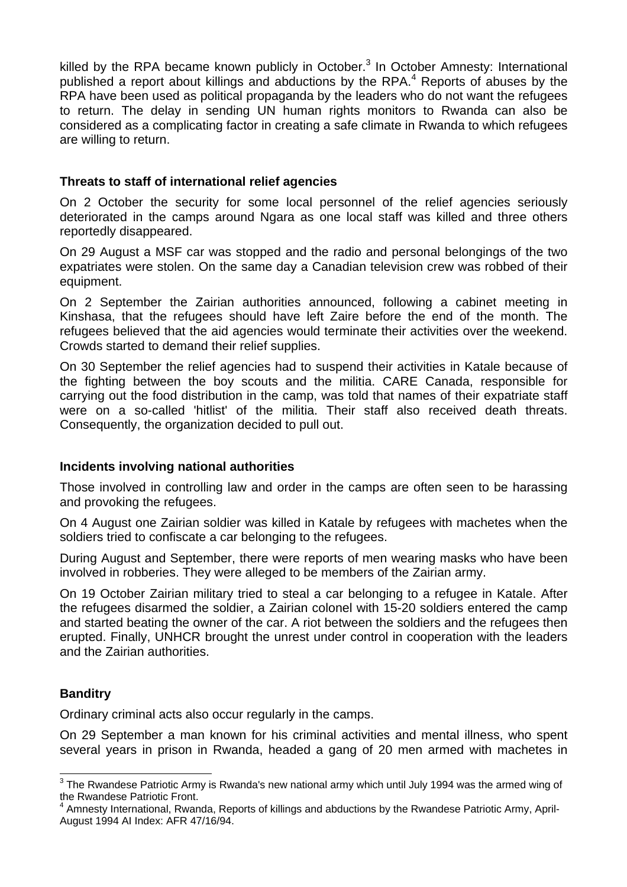killed by the RPA became known publicly in October.[3] In October Amnesty: International published a report about killings and abductions by the RPA.[4] Reports of abuses by the RPA have been used as political propaganda by the leaders who do not want the refugees to return. The delay in sending UN human rights monitors to Rwanda can also be considered as a complicating factor in creating a safe climate in Rwanda to which refugees are willing to return.

### Threats to staff of international relief agencies

On 2 October the security for some local personnel of the relief agencies seriously deteriorated in the camps around Ngara as one local staff was killed and three others reportedly disappeared.

On 29 August a MSF car was stopped and the radio and personal belongings of the two expatriates were stolen. On the same day a Canadian television crew was robbed of their equipment.

On 2 September the Zairian authorities announced, following a cabinet meeting in Kinshasa, that the refugees should have left Zaire before the end of the month. The refugees believed that the aid agencies would terminate their activities over the weekend. Crowds started to demand their relief supplies.

On 30 September the relief agencies had to suspend their activities in Katale because of the fighting between the boy scouts and the militia. CARE Canada, responsible for carrying out the food distribution in the camp, was told that names of their expatriate staff were on a so-called 'hitlist' of the militia. Their staff also received death threats. Consequently, the organization decided to pull out.

### Incidents involving national authorities

Those involved in controlling law and order in the camps are often seen to be harassing and provoking the refugees.

On 4 August one Zairian soldier was killed in Katale by refugees with machetes when the soldiers tried to confiscate a car belonging to the refugees.

During August and September, there were reports of men wearing masks who have been involved in robberies. They were alleged to be members of the Zairian army.

On 19 October Zairian military tried to steal a car belonging to a refugee in Katale. After the refugees disarmed the soldier, a Zairian colonel with 15-20 soldiers entered the camp and started beating the owner of the car. A riot between the soldiers and the refugees then erupted. Finally, UNHCR brought the unrest under control in cooperation with the leaders and the Zairian authorities.

### Banditry

Ordinary criminal acts also occur regularly in the camps.

On 29 September a man known for his criminal activities and mental illness, who spent several years in prison in Rwanda, headed a gang of 20 men armed with machetes in

---

[3] The Rwandese Patriotic Army is Rwanda's new national army which until July 1994 was the armed wing of the Rwandese Patriotic Front.

[4] Amnesty International, Rwanda, Reports of killings and abductions by the Rwandese Patriotic Army, April-August 1994 AI Index: AFR 47/16/94.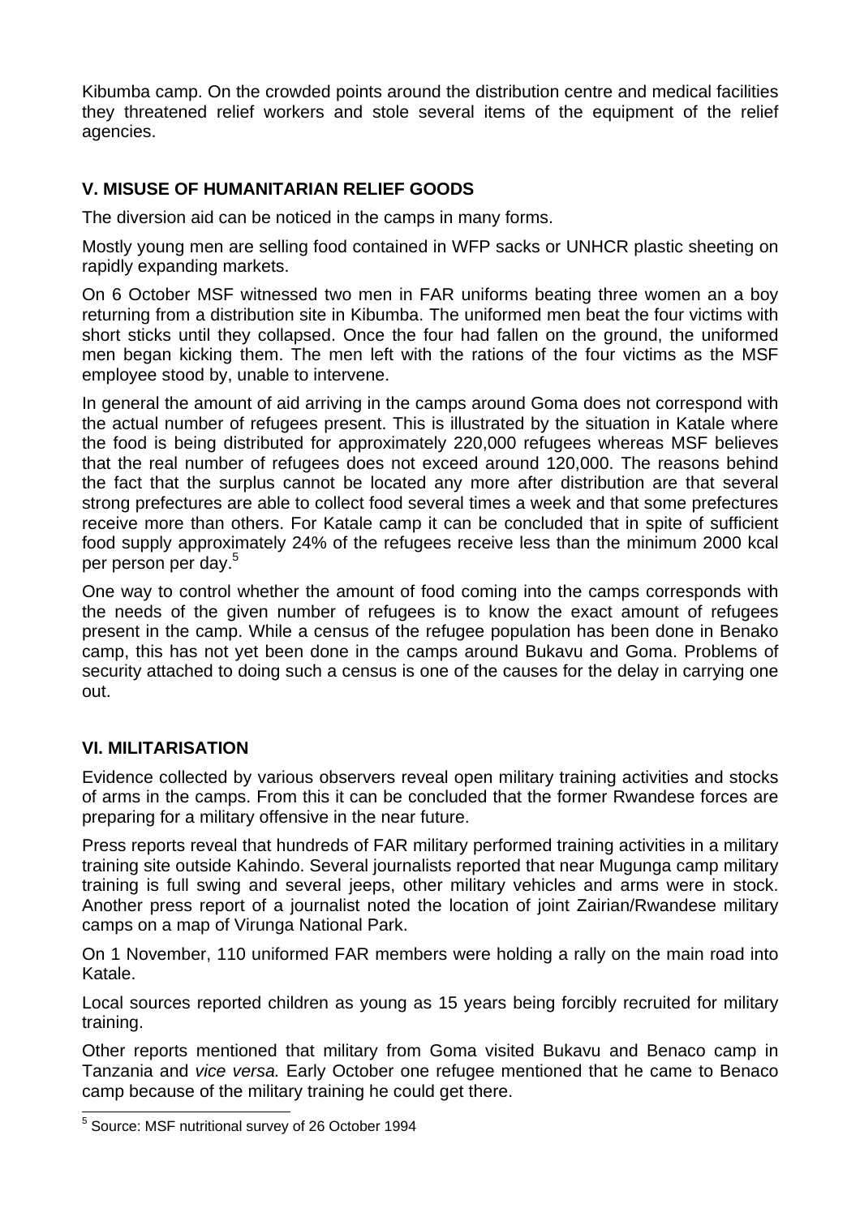Kibumba camp. On the crowded points around the distribution centre and medical facilities they threatened relief workers and stole several items of the equipment of the relief agencies.

## V. MISUSE OF HUMANITARIAN RELIEF GOODS

The diversion aid can be noticed in the camps in many forms.

Mostly young men are selling food contained in WFP sacks or UNHCR plastic sheeting on rapidly expanding markets.

On 6 October MSF witnessed two men in FAR uniforms beating three women an a boy returning from a distribution site in Kibumba. The uniformed men beat the four victims with short sticks until they collapsed. Once the four had fallen on the ground, the uniformed men began kicking them. The men left with the rations of the four victims as the MSF employee stood by, unable to intervene.

In general the amount of aid arriving in the camps around Goma does not correspond with the actual number of refugees present. This is illustrated by the situation in Katale where the food is being distributed for approximately 220,000 refugees whereas MSF believes that the real number of refugees does not exceed around 120,000. The reasons behind the fact that the surplus cannot be located any more after distribution are that several strong prefectures are able to collect food several times a week and that some prefectures receive more than others. For Katale camp it can be concluded that in spite of sufficient food supply approximately 24% of the refugees receive less than the minimum 2000 kcal per person per day.[5]

One way to control whether the amount of food coming into the camps corresponds with the needs of the given number of refugees is to know the exact amount of refugees present in the camp. While a census of the refugee population has been done in Benako camp, this has not yet been done in the camps around Bukavu and Goma. Problems of security attached to doing such a census is one of the causes for the delay in carrying one out.

## VI. MILITARISATION

Evidence collected by various observers reveal open military training activities and stocks of arms in the camps. From this it can be concluded that the former Rwandese forces are preparing for a military offensive in the near future.

Press reports reveal that hundreds of FAR military performed training activities in a military training site outside Kahindo. Several journalists reported that near Mugunga camp military training is full swing and several jeeps, other military vehicles and arms were in stock. Another press report of a journalist noted the location of joint Zairian/Rwandese military camps on a map of Virunga National Park.

On 1 November, 110 uniformed FAR members were holding a rally on the main road into Katale.

Local sources reported children as young as 15 years being forcibly recruited for military training.

Other reports mentioned that military from Goma visited Bukavu and Benaco camp in Tanzania and *vice versa.* Early October one refugee mentioned that he came to Benaco camp because of the military training he could get there.

[5] Source: MSF nutritional survey of 26 October 1994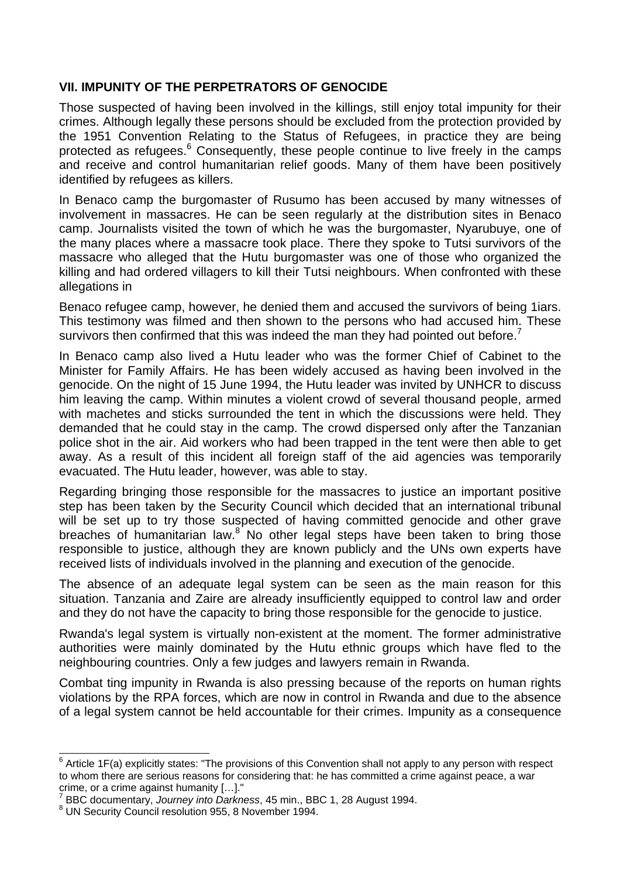## VII. IMPUNITY OF THE PERPETRATORS OF GENOCIDE

Those suspected of having been involved in the killings, still enjoy total impunity for their crimes. Although legally these persons should be excluded from the protection provided by the 1951 Convention Relating to the Status of Refugees, in practice they are being protected as refugees.[6] Consequently, these people continue to live freely in the camps and receive and control humanitarian relief goods. Many of them have been positively identified by refugees as killers.

In Benaco camp the burgomaster of Rusumo has been accused by many witnesses of involvement in massacres. He can be seen regularly at the distribution sites in Benaco camp. Journalists visited the town of which he was the burgomaster, Nyarubuye, one of the many places where a massacre took place. There they spoke to Tutsi survivors of the massacre who alleged that the Hutu burgomaster was one of those who organized the killing and had ordered villagers to kill their Tutsi neighbours. When confronted with these allegations in

Benaco refugee camp, however, he denied them and accused the survivors of being 1iars. This testimony was filmed and then shown to the persons who had accused him. These survivors then confirmed that this was indeed the man they had pointed out before.[7]

In Benaco camp also lived a Hutu leader who was the former Chief of Cabinet to the Minister for Family Affairs. He has been widely accused as having been involved in the genocide. On the night of 15 June 1994, the Hutu leader was invited by UNHCR to discuss him leaving the camp. Within minutes a violent crowd of several thousand people, armed with machetes and sticks surrounded the tent in which the discussions were held. They demanded that he could stay in the camp. The crowd dispersed only after the Tanzanian police shot in the air. Aid workers who had been trapped in the tent were then able to get away. As a result of this incident all foreign staff of the aid agencies was temporarily evacuated. The Hutu leader, however, was able to stay.

Regarding bringing those responsible for the massacres to justice an important positive step has been taken by the Security Council which decided that an international tribunal will be set up to try those suspected of having committed genocide and other grave breaches of humanitarian law.[8] No other legal steps have been taken to bring those responsible to justice, although they are known publicly and the UNs own experts have received lists of individuals involved in the planning and execution of the genocide.

The absence of an adequate legal system can be seen as the main reason for this situation. Tanzania and Zaire are already insufficiently equipped to control law and order and they do not have the capacity to bring those responsible for the genocide to justice.

Rwanda's legal system is virtually non-existent at the moment. The former administrative authorities were mainly dominated by the Hutu ethnic groups which have fled to the neighbouring countries. Only a few judges and lawyers remain in Rwanda.

Combat ting impunity in Rwanda is also pressing because of the reports on human rights violations by the RPA forces, which are now in control in Rwanda and due to the absence of a legal system cannot be held accountable for their crimes. Impunity as a consequence

---

[6] Article 1F(a) explicitly states: "The provisions of this Convention shall not apply to any person with respect to whom there are serious reasons for considering that: he has committed a crime against peace, a war crime, or a crime against humanity […]."

[7] BBC documentary, *Journey into Darkness*, 45 min., BBC 1, 28 August 1994.

[8] UN Security Council resolution 955, 8 November 1994.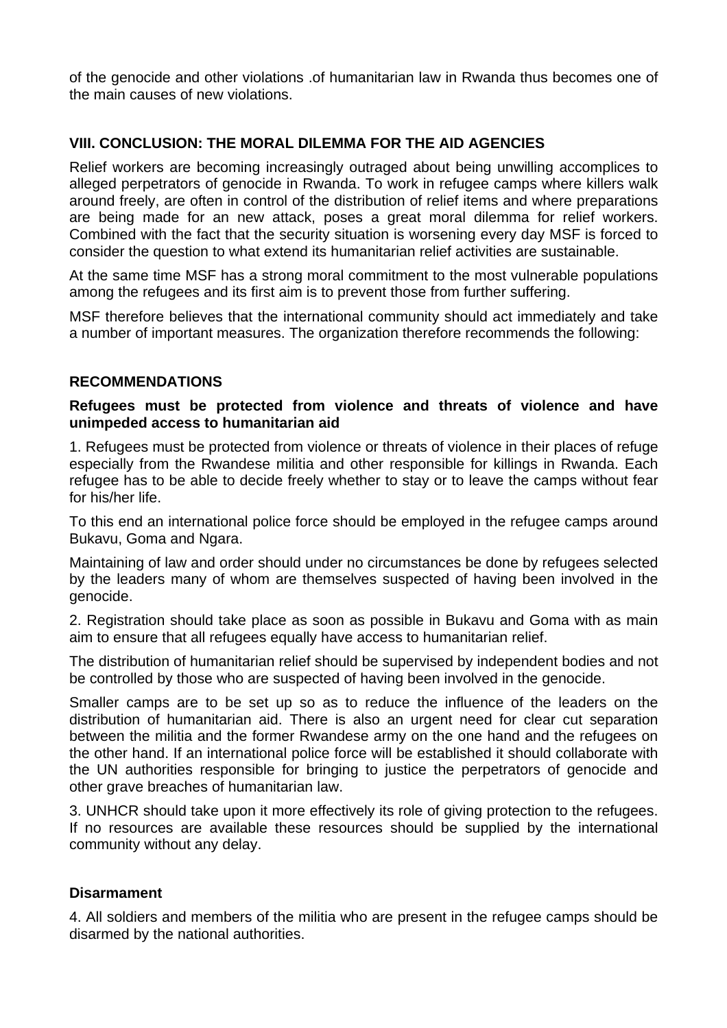of the genocide and other violations .of humanitarian law in Rwanda thus becomes one of the main causes of new violations.

## VIII. CONCLUSION: THE MORAL DILEMMA FOR THE AID AGENCIES

Relief workers are becoming increasingly outraged about being unwilling accomplices to alleged perpetrators of genocide in Rwanda. To work in refugee camps where killers walk around freely, are often in control of the distribution of relief items and where preparations are being made for an new attack, poses a great moral dilemma for relief workers. Combined with the fact that the security situation is worsening every day MSF is forced to consider the question to what extend its humanitarian relief activities are sustainable.

At the same time MSF has a strong moral commitment to the most vulnerable populations among the refugees and its first aim is to prevent those from further suffering.

MSF therefore believes that the international community should act immediately and take a number of important measures. The organization therefore recommends the following:

## RECOMMENDATIONS

**Refugees must be protected from violence and threats of violence and have unimpeded access to humanitarian aid**

1. Refugees must be protected from violence or threats of violence in their places of refuge especially from the Rwandese militia and other responsible for killings in Rwanda. Each refugee has to be able to decide freely whether to stay or to leave the camps without fear for his/her life.

To this end an international police force should be employed in the refugee camps around Bukavu, Goma and Ngara.

Maintaining of law and order should under no circumstances be done by refugees selected by the leaders many of whom are themselves suspected of having been involved in the genocide.

2. Registration should take place as soon as possible in Bukavu and Goma with as main aim to ensure that all refugees equally have access to humanitarian relief.

The distribution of humanitarian relief should be supervised by independent bodies and not be controlled by those who are suspected of having been involved in the genocide.

Smaller camps are to be set up so as to reduce the influence of the leaders on the distribution of humanitarian aid. There is also an urgent need for clear cut separation between the militia and the former Rwandese army on the one hand and the refugees on the other hand. If an international police force will be established it should collaborate with the UN authorities responsible for bringing to justice the perpetrators of genocide and other grave breaches of humanitarian law.

3. UNHCR should take upon it more effectively its role of giving protection to the refugees. If no resources are available these resources should be supplied by the international community without any delay.

**Disarmament**

4. All soldiers and members of the militia who are present in the refugee camps should be disarmed by the national authorities.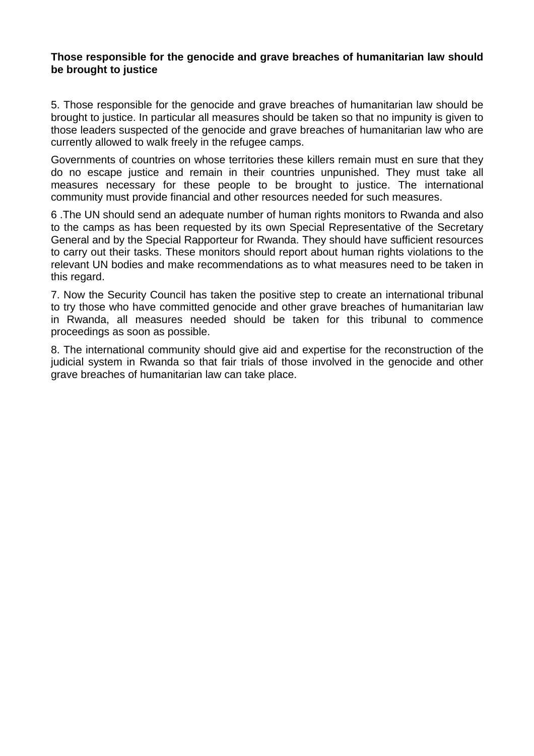**Those responsible for the genocide and grave breaches of humanitarian law should be brought to justice**

5. Those responsible for the genocide and grave breaches of humanitarian law should be brought to justice. In particular all measures should be taken so that no impunity is given to those leaders suspected of the genocide and grave breaches of humanitarian law who are currently allowed to walk freely in the refugee camps.

Governments of countries on whose territories these killers remain must en sure that they do no escape justice and remain in their countries unpunished. They must take all measures necessary for these people to be brought to justice. The international community must provide financial and other resources needed for such measures.

6 .The UN should send an adequate number of human rights monitors to Rwanda and also to the camps as has been requested by its own Special Representative of the Secretary General and by the Special Rapporteur for Rwanda. They should have sufficient resources to carry out their tasks. These monitors should report about human rights violations to the relevant UN bodies and make recommendations as to what measures need to be taken in this regard.

7. Now the Security Council has taken the positive step to create an international tribunal to try those who have committed genocide and other grave breaches of humanitarian law in Rwanda, all measures needed should be taken for this tribunal to commence proceedings as soon as possible.

8. The international community should give aid and expertise for the reconstruction of the judicial system in Rwanda so that fair trials of those involved in the genocide and other grave breaches of humanitarian law can take place.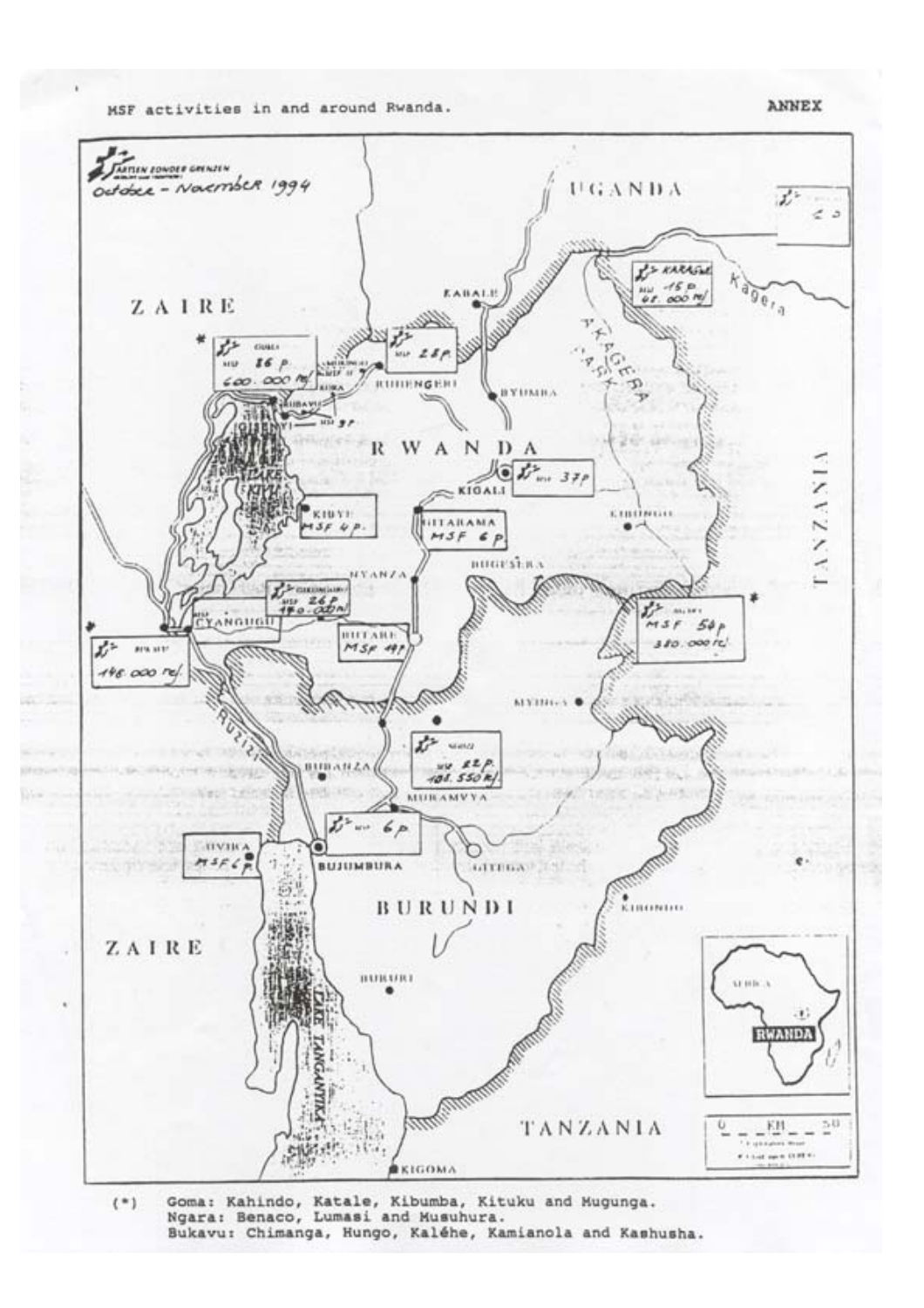MSF activities in and around Rwanda.

ANNEX

ARTSEN ZONDER GRENZEN
October - November 1994

UGANDA

ZAIRE

RWANDA

TANZANIA

BURUNDI

ZAIRE

TANZANIA

GOMA
MSF 86 p.
600.000 ref.

MSF 28 p.
RUHENGERI

KABALE

BYUMBA

KARAGWE
MSF 15 p.
65.000 ref.

Kagera

AKAGERA PARK

GISENYI

LAKE KIVU

KIBUYE
MSF 4 p.

MSF 37 p.
KIGALI

GITARAMA
MSF 6 p.

KIBUNGO

NYANZA

BUGESERA

MSF 26 p.
190.000 ref.

CYANGUGU

BUKAVU
148.000 ref.

BUTARE
MSF 19 p.

MSF 54 p.
380.000 ref.

MUYINGA

Ruzizi

BUBANZA

MSF 22 p.
108.550 ref.

MURAMVYA

MSF 6 p.

BUJUMBURA

GITEGA

UVIRA
MSF 6 p.

KIRUNDO

BURURI

LAKE TANGANYIKA

KIGOMA

AFRICA

RWANDA

0 KM 50

(*) Goma: Kahindo, Katale, Kibumba, Kituku and Mugunga.
Ngara: Benaco, Lumasi and Musuhura.
Bukavu: Chimanga, Hungo, Kaléhe, Kamianola and Kashusha.